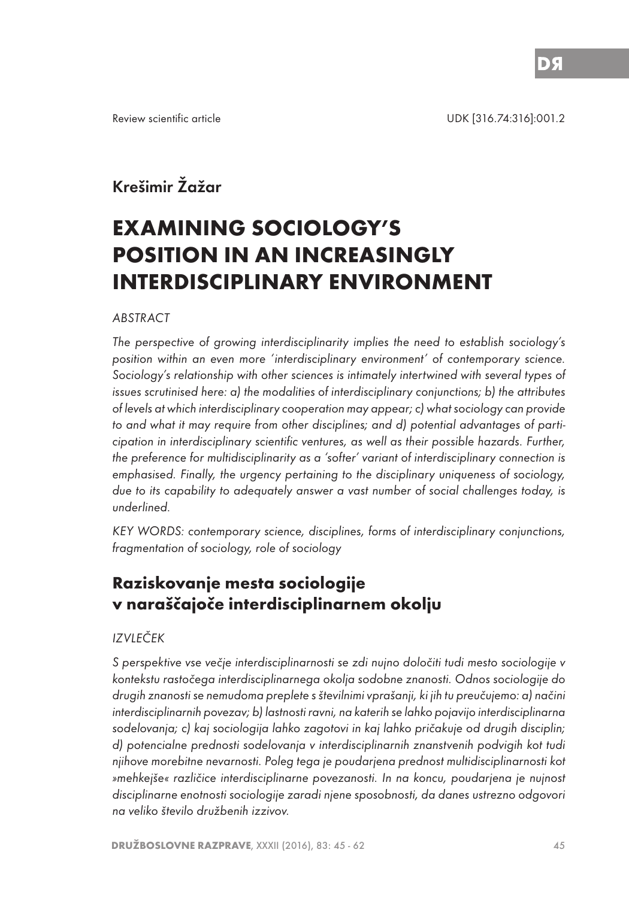Review scientific article

UDK [316.74:316]:001.2

Krešimir Žažar

# EXAMINING SOCIOLOGY'S POSITION IN AN INCREASINGLY INTERDISCIPLINARY ENVIRONMENT

*ABSTRACT*

*The perspective of growing interdisciplinarity implies the need to establish sociology's position within an even more 'interdisciplinary environment' of contemporary science. Sociology's relationship with other sciences is intimately intertwined with several types of issues scrutinised here: a) the modalities of interdisciplinary conjunctions; b) the attributes of levels at which interdisciplinary cooperation may appear; c) what sociology can provide to and what it may require from other disciplines; and d) potential advantages of participation in interdisciplinary scientific ventures, as well as their possible hazards. Further, the preference for multidisciplinarity as a 'softer' variant of interdisciplinary connection is emphasised. Finally, the urgency pertaining to the disciplinary uniqueness of sociology, due to its capability to adequately answer a vast number of social challenges today, is underlined.*

*KEY WORDS: contemporary science, disciplines, forms of interdisciplinary conjunctions, fragmentation of sociology, role of sociology*

## Raziskovanje mesta sociologije v naraščajoče interdisciplinarnem okolju

*IZVLEČEK*

*S perspektive vse večje interdisciplinarnosti se zdi nujno določiti tudi mesto sociologije v kontekstu rastočega interdisciplinarnega okolja sodobne znanosti. Odnos sociologije do drugih znanosti se nemudoma preplete s številnimi vprašanji, ki jih tu preučujemo: a) načini interdisciplinarnih povezav; b) lastnosti ravni, na katerih se lahko pojavijo interdisciplinarna sodelovanja; c) kaj sociologija lahko zagotovi in kaj lahko pričakuje od drugih disciplin; d) potencialne prednosti sodelovanja v interdisciplinarnih znanstvenih podvigih kot tudi njihove morebitne nevarnosti. Poleg tega je poudarjena prednost multidisciplinarnosti kot »mehkejše« različice interdisciplinarne povezanosti. In na koncu, poudarjena je nujnost disciplinarne enotnosti sociologije zaradi njene sposobnosti, da danes ustrezno odgovori na veliko število družbenih izzivov.*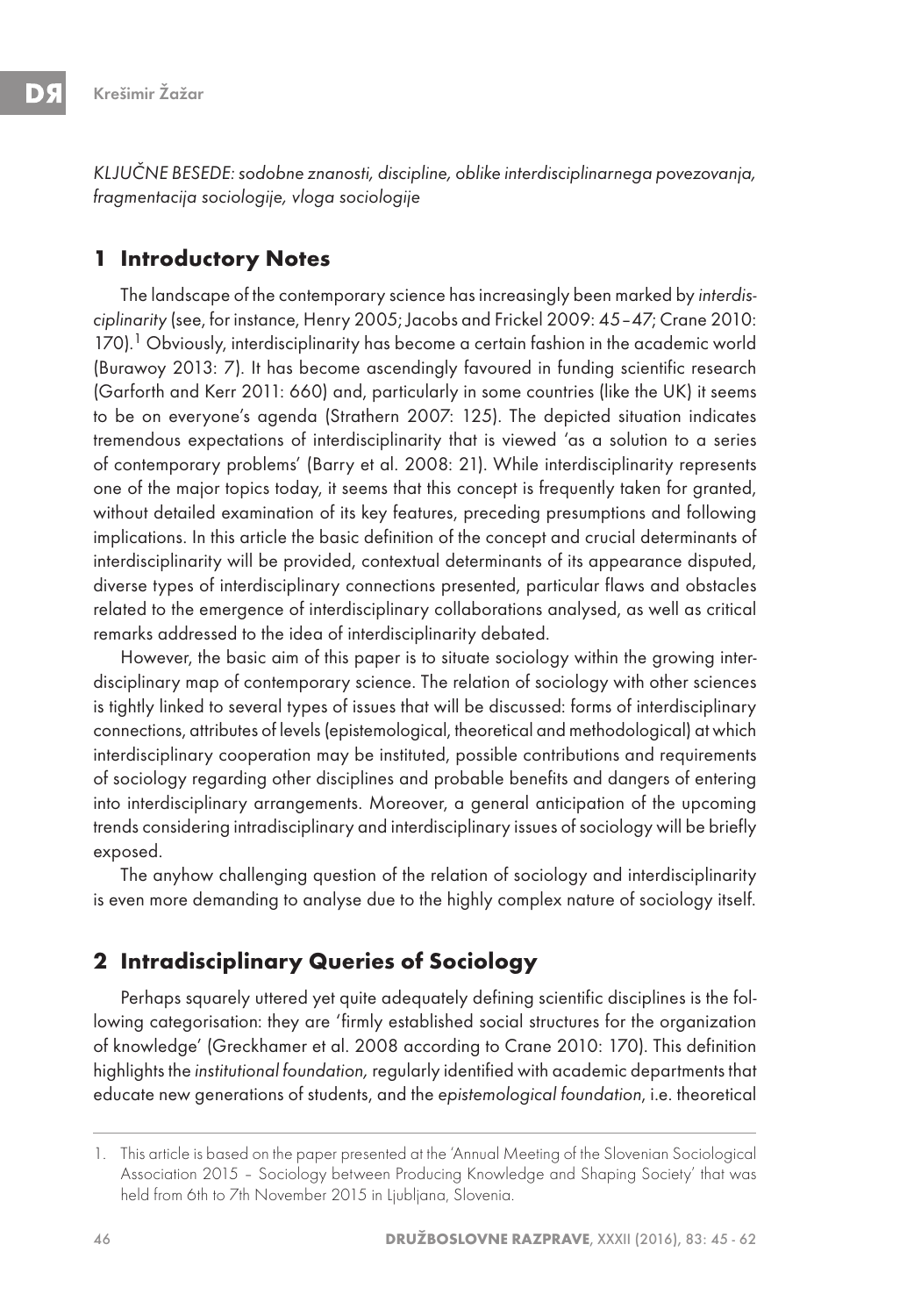*KLJUČNE BESEDE: sodobne znanosti, discipline, oblike interdisciplinarnega povezovanja, fragmentacija sociologije, vloga sociologije*

## 1 Introductory Notes

The landscape of the contemporary science has increasingly been marked by *interdisciplinarity* (see, for instance, Henry 2005; Jacobs and Frickel 2009: 45–47; Crane 2010: 170).[1] Obviously, interdisciplinarity has become a certain fashion in the academic world (Burawoy 2013: 7). It has become ascendingly favoured in funding scientific research (Garforth and Kerr 2011: 660) and, particularly in some countries (like the UK) it seems to be on everyone's agenda (Strathern 2007: 125). The depicted situation indicates tremendous expectations of interdisciplinarity that is viewed 'as a solution to a series of contemporary problems' (Barry et al. 2008: 21). While interdisciplinarity represents one of the major topics today, it seems that this concept is frequently taken for granted, without detailed examination of its key features, preceding presumptions and following implications. In this article the basic definition of the concept and crucial determinants of interdisciplinarity will be provided, contextual determinants of its appearance disputed, diverse types of interdisciplinary connections presented, particular flaws and obstacles related to the emergence of interdisciplinary collaborations analysed, as well as critical remarks addressed to the idea of interdisciplinarity debated.

However, the basic aim of this paper is to situate sociology within the growing interdisciplinary map of contemporary science. The relation of sociology with other sciences is tightly linked to several types of issues that will be discussed: forms of interdisciplinary connections, attributes of levels (epistemological, theoretical and methodological) at which interdisciplinary cooperation may be instituted, possible contributions and requirements of sociology regarding other disciplines and probable benefits and dangers of entering into interdisciplinary arrangements. Moreover, a general anticipation of the upcoming trends considering intradisciplinary and interdisciplinary issues of sociology will be briefly exposed.

The anyhow challenging question of the relation of sociology and interdisciplinarity is even more demanding to analyse due to the highly complex nature of sociology itself.

## 2 Intradisciplinary Queries of Sociology

Perhaps squarely uttered yet quite adequately defining scientific disciplines is the following categorisation: they are 'firmly established social structures for the organization of knowledge' (Greckhamer et al. 2008 according to Crane 2010: 170). This definition highlights the *institutional foundation,* regularly identified with academic departments that educate new generations of students, and the *epistemological foundation*, i.e. theoretical

---

1. This article is based on the paper presented at the 'Annual Meeting of the Slovenian Sociological Association 2015 – Sociology between Producing Knowledge and Shaping Society' that was held from 6th to 7th November 2015 in Ljubljana, Slovenia.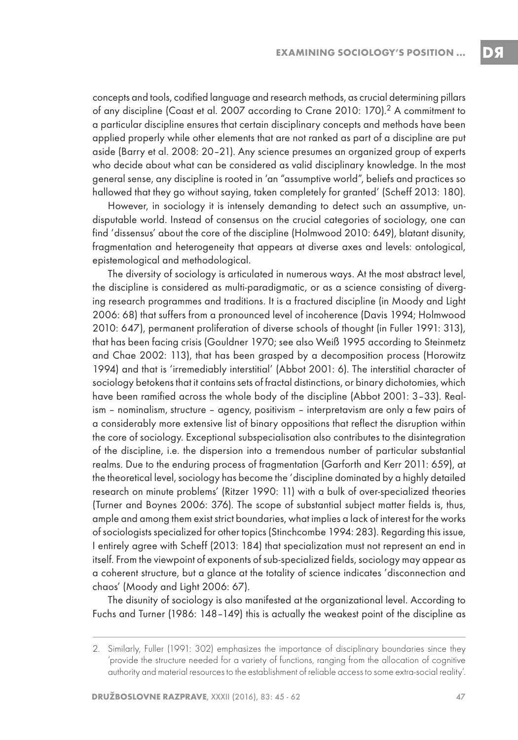concepts and tools, codified language and research methods, as crucial determining pillars of any discipline (Coast et al. 2007 according to Crane 2010: 170).[2] A commitment to a particular discipline ensures that certain disciplinary concepts and methods have been applied properly while other elements that are not ranked as part of a discipline are put aside (Barry et al. 2008: 20–21). Any science presumes an organized group of experts who decide about what can be considered as valid disciplinary knowledge. In the most general sense, any discipline is rooted in 'an "assumptive world", beliefs and practices so hallowed that they go without saying, taken completely for granted' (Scheff 2013: 180).

However, in sociology it is intensely demanding to detect such an assumptive, undisputable world. Instead of consensus on the crucial categories of sociology, one can find 'dissensus' about the core of the discipline (Holmwood 2010: 649), blatant disunity, fragmentation and heterogeneity that appears at diverse axes and levels: ontological, epistemological and methodological.

The diversity of sociology is articulated in numerous ways. At the most abstract level, the discipline is considered as multi-paradigmatic, or as a science consisting of diverging research programmes and traditions. It is a fractured discipline (in Moody and Light 2006: 68) that suffers from a pronounced level of incoherence (Davis 1994; Holmwood 2010: 647), permanent proliferation of diverse schools of thought (in Fuller 1991: 313), that has been facing crisis (Gouldner 1970; see also Weiß 1995 according to Steinmetz and Chae 2002: 113), that has been grasped by a decomposition process (Horowitz 1994) and that is 'irremediably interstitial' (Abbot 2001: 6). The interstitial character of sociology betokens that it contains sets of fractal distinctions, or binary dichotomies, which have been ramified across the whole body of the discipline (Abbot 2001: 3–33). Realism – nominalism, structure – agency, positivism – interpretavism are only a few pairs of a considerably more extensive list of binary oppositions that reflect the disruption within the core of sociology. Exceptional subspecialisation also contributes to the disintegration of the discipline, i.e. the dispersion into a tremendous number of particular substantial realms. Due to the enduring process of fragmentation (Garforth and Kerr 2011: 659), at the theoretical level, sociology has become the 'discipline dominated by a highly detailed research on minute problems' (Ritzer 1990: 11) with a bulk of over-specialized theories (Turner and Boynes 2006: 376). The scope of substantial subject matter fields is, thus, ample and among them exist strict boundaries, what implies a lack of interest for the works of sociologists specialized for other topics (Stinchcombe 1994: 283). Regarding this issue, I entirely agree with Scheff (2013: 184) that specialization must not represent an end in itself. From the viewpoint of exponents of sub-specialized fields, sociology may appear as a coherent structure, but a glance at the totality of science indicates 'disconnection and chaos' (Moody and Light 2006: 67).

The disunity of sociology is also manifested at the organizational level. According to Fuchs and Turner (1986: 148–149) this is actually the weakest point of the discipline as

---

2. Similarly, Fuller (1991: 302) emphasizes the importance of disciplinary boundaries since they 'provide the structure needed for a variety of functions, ranging from the allocation of cognitive authority and material resources to the establishment of reliable access to some extra-social reality'.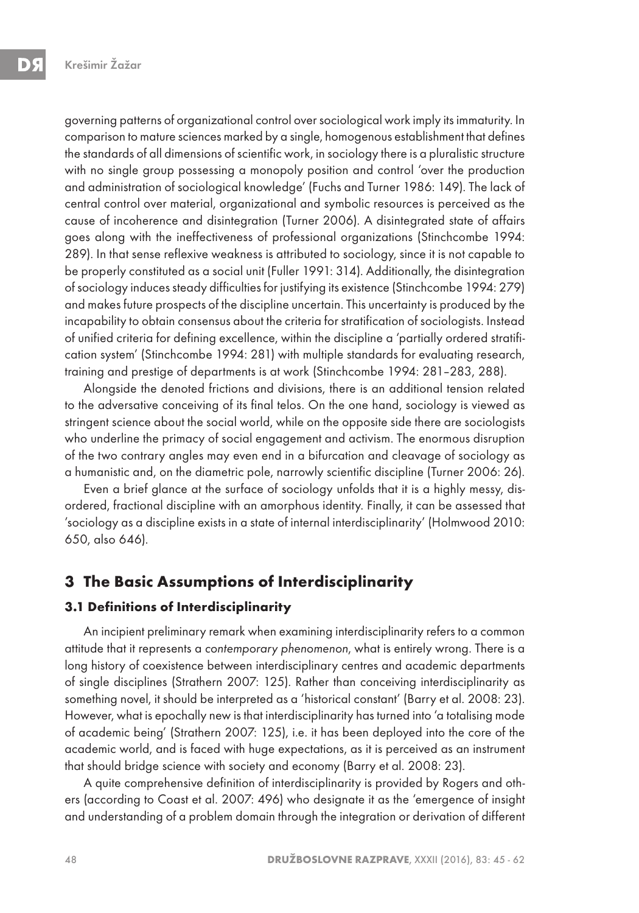governing patterns of organizational control over sociological work imply its immaturity. In comparison to mature sciences marked by a single, homogenous establishment that defines the standards of all dimensions of scientific work, in sociology there is a pluralistic structure with no single group possessing a monopoly position and control 'over the production and administration of sociological knowledge' (Fuchs and Turner 1986: 149). The lack of central control over material, organizational and symbolic resources is perceived as the cause of incoherence and disintegration (Turner 2006). A disintegrated state of affairs goes along with the ineffectiveness of professional organizations (Stinchcombe 1994: 289). In that sense reflexive weakness is attributed to sociology, since it is not capable to be properly constituted as a social unit (Fuller 1991: 314). Additionally, the disintegration of sociology induces steady difficulties for justifying its existence (Stinchcombe 1994: 279) and makes future prospects of the discipline uncertain. This uncertainty is produced by the incapability to obtain consensus about the criteria for stratification of sociologists. Instead of unified criteria for defining excellence, within the discipline a 'partially ordered stratification system' (Stinchcombe 1994: 281) with multiple standards for evaluating research, training and prestige of departments is at work (Stinchcombe 1994: 281–283, 288).

Alongside the denoted frictions and divisions, there is an additional tension related to the adversative conceiving of its final telos. On the one hand, sociology is viewed as stringent science about the social world, while on the opposite side there are sociologists who underline the primacy of social engagement and activism. The enormous disruption of the two contrary angles may even end in a bifurcation and cleavage of sociology as a humanistic and, on the diametric pole, narrowly scientific discipline (Turner 2006: 26).

Even a brief glance at the surface of sociology unfolds that it is a highly messy, disordered, fractional discipline with an amorphous identity. Finally, it can be assessed that 'sociology as a discipline exists in a state of internal interdisciplinarity' (Holmwood 2010: 650, also 646).

## 3 The Basic Assumptions of Interdisciplinarity

### 3.1 Definitions of Interdisciplinarity

An incipient preliminary remark when examining interdisciplinarity refers to a common attitude that it represents a *contemporary phenomenon*, what is entirely wrong. There is a long history of coexistence between interdisciplinary centres and academic departments of single disciplines (Strathern 2007: 125). Rather than conceiving interdisciplinarity as something novel, it should be interpreted as a 'historical constant' (Barry et al. 2008: 23). However, what is epochally new is that interdisciplinarity has turned into 'a totalising mode of academic being' (Strathern 2007: 125), i.e. it has been deployed into the core of the academic world, and is faced with huge expectations, as it is perceived as an instrument that should bridge science with society and economy (Barry et al. 2008: 23).

A quite comprehensive definition of interdisciplinarity is provided by Rogers and others (according to Coast et al. 2007: 496) who designate it as the 'emergence of insight and understanding of a problem domain through the integration or derivation of different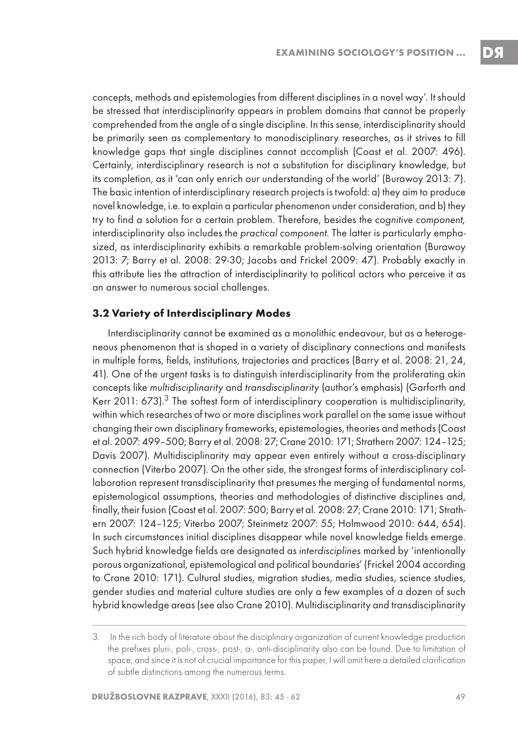concepts, methods and epistemologies from different disciplines in a novel way'. It should be stressed that interdisciplinarity appears in problem domains that cannot be properly comprehended from the angle of a single discipline. In this sense, interdisciplinarity should be primarily seen as complementary to monodisciplinary researches, as it strives to fill knowledge gaps that single disciplines cannot accomplish (Coast et al. 2007: 496). Certainly, interdisciplinary research is not a substitution for disciplinary knowledge, but its completion, as it 'can only enrich our understanding of the world' (Burawoy 2013: 7). The basic intention of interdisciplinary research projects is twofold: a) they aim to produce novel knowledge, i.e. to explain a particular phenomenon under consideration, and b) they try to find a solution for a certain problem. Therefore, besides the *cognitive component,* interdisciplinarity also includes the *practical component*. The latter is particularly emphasized, as interdisciplinarity exhibits a remarkable problem-solving orientation (Burawoy 2013: 7; Barry et al. 2008: 29-30; Jacobs and Frickel 2009: 47). Probably exactly in this attribute lies the attraction of interdisciplinarity to political actors who perceive it as an answer to numerous social challenges.

### 3.2 Variety of Interdisciplinary Modes

Interdisciplinarity cannot be examined as a monolithic endeavour, but as a heterogeneous phenomenon that is shaped in a variety of disciplinary connections and manifests in multiple forms, fields, institutions, trajectories and practices (Barry et al. 2008: 21, 24, 41). One of the urgent tasks is to distinguish interdisciplinarity from the proliferating akin concepts like *multidisciplinarity* and *transdisciplinarity* (author's emphasis) (Garforth and Kerr 2011: 673).[3] The softest form of interdisciplinary cooperation is multidisciplinarity, within which researches of two or more disciplines work parallel on the same issue without changing their own disciplinary frameworks, epistemologies, theories and methods (Coast et al. 2007: 499–500; Barry et al. 2008: 27; Crane 2010: 171; Strathern 2007: 124–125; Davis 2007). Multidisciplinarity may appear even entirely without a cross-disciplinary connection (Viterbo 2007). On the other side, the strongest forms of interdisciplinary collaboration represent transdisciplinarity that presumes the merging of fundamental norms, epistemological assumptions, theories and methodologies of distinctive disciplines and, finally, their fusion (Coast et al. 2007: 500; Barry et al. 2008: 27; Crane 2010: 171; Strathern 2007: 124–125; Viterbo 2007; Steinmetz 2007: 55; Holmwood 2010: 644, 654). In such circumstances initial disciplines disappear while novel knowledge fields emerge. Such hybrid knowledge fields are designated as *interdisciplines* marked by 'intentionally porous organizational, epistemological and political boundaries' (Frickel 2004 according to Crane 2010: 171). Cultural studies, migration studies, media studies, science studies, gender studies and material culture studies are only a few examples of a dozen of such hybrid knowledge areas (see also Crane 2010). Multidisciplinarity and transdisciplinarity

3. In the rich body of literature about the disciplinary organization of current knowledge production the prefixes pluri-, poli-, cross-, post-, a-, anti-disciplinarity also can be found. Due to limitation of space, and since it is not of crucial importance for this paper, I will omit here a detailed clarification of subtle distinctions among the numerous terms.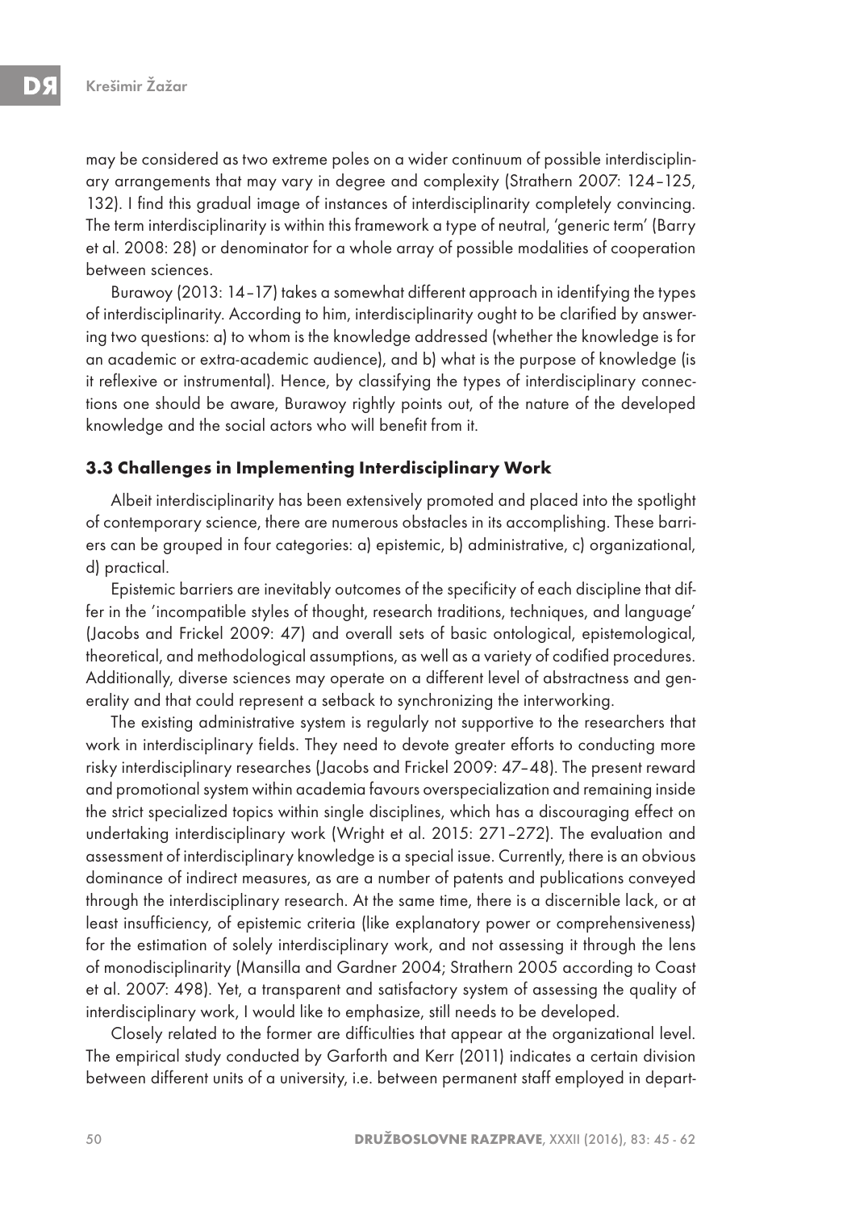may be considered as two extreme poles on a wider continuum of possible interdisciplinary arrangements that may vary in degree and complexity (Strathern 2007: 124–125, 132). I find this gradual image of instances of interdisciplinarity completely convincing. The term interdisciplinarity is within this framework a type of neutral, 'generic term' (Barry et al. 2008: 28) or denominator for a whole array of possible modalities of cooperation between sciences.

Burawoy (2013: 14–17) takes a somewhat different approach in identifying the types of interdisciplinarity. According to him, interdisciplinarity ought to be clarified by answering two questions: a) to whom is the knowledge addressed (whether the knowledge is for an academic or extra-academic audience), and b) what is the purpose of knowledge (is it reflexive or instrumental). Hence, by classifying the types of interdisciplinary connections one should be aware, Burawoy rightly points out, of the nature of the developed knowledge and the social actors who will benefit from it.

### 3.3 Challenges in Implementing Interdisciplinary Work

Albeit interdisciplinarity has been extensively promoted and placed into the spotlight of contemporary science, there are numerous obstacles in its accomplishing. These barriers can be grouped in four categories: a) epistemic, b) administrative, c) organizational, d) practical.

Epistemic barriers are inevitably outcomes of the specificity of each discipline that differ in the 'incompatible styles of thought, research traditions, techniques, and language' (Jacobs and Frickel 2009: 47) and overall sets of basic ontological, epistemological, theoretical, and methodological assumptions, as well as a variety of codified procedures. Additionally, diverse sciences may operate on a different level of abstractness and generality and that could represent a setback to synchronizing the interworking.

The existing administrative system is regularly not supportive to the researchers that work in interdisciplinary fields. They need to devote greater efforts to conducting more risky interdisciplinary researches (Jacobs and Frickel 2009: 47–48). The present reward and promotional system within academia favours overspecialization and remaining inside the strict specialized topics within single disciplines, which has a discouraging effect on undertaking interdisciplinary work (Wright et al. 2015: 271–272). The evaluation and assessment of interdisciplinary knowledge is a special issue. Currently, there is an obvious dominance of indirect measures, as are a number of patents and publications conveyed through the interdisciplinary research. At the same time, there is a discernible lack, or at least insufficiency, of epistemic criteria (like explanatory power or comprehensiveness) for the estimation of solely interdisciplinary work, and not assessing it through the lens of monodisciplinarity (Mansilla and Gardner 2004; Strathern 2005 according to Coast et al. 2007: 498). Yet, a transparent and satisfactory system of assessing the quality of interdisciplinary work, I would like to emphasize, still needs to be developed.

Closely related to the former are difficulties that appear at the organizational level. The empirical study conducted by Garforth and Kerr (2011) indicates a certain division between different units of a university, i.e. between permanent staff employed in depart-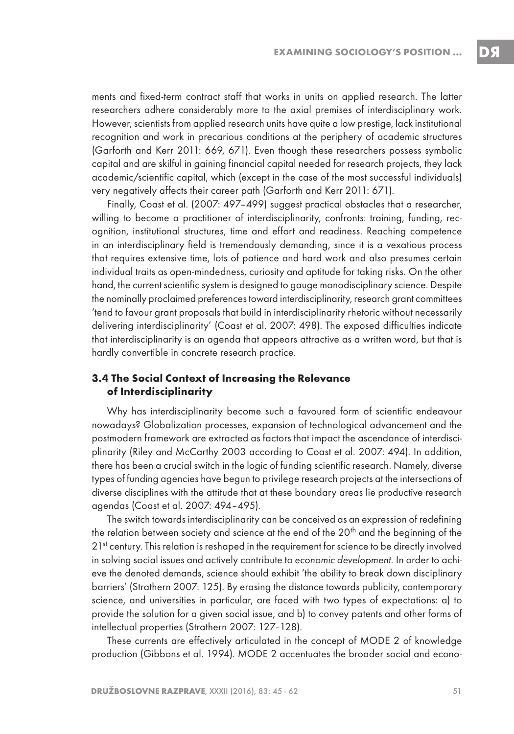ments and fixed-term contract staff that works in units on applied research. The latter researchers adhere considerably more to the axial premises of interdisciplinary work. However, scientists from applied research units have quite a low prestige, lack institutional recognition and work in precarious conditions at the periphery of academic structures (Garforth and Kerr 2011: 669, 671). Even though these researchers possess symbolic capital and are skilful in gaining financial capital needed for research projects, they lack academic/scientific capital, which (except in the case of the most successful individuals) very negatively affects their career path (Garforth and Kerr 2011: 671).

Finally, Coast et al. (2007: 497–499) suggest practical obstacles that a researcher, willing to become a practitioner of interdisciplinarity, confronts: training, funding, recognition, institutional structures, time and effort and readiness. Reaching competence in an interdisciplinary field is tremendously demanding, since it is a vexatious process that requires extensive time, lots of patience and hard work and also presumes certain individual traits as open-mindedness, curiosity and aptitude for taking risks. On the other hand, the current scientific system is designed to gauge monodisciplinary science. Despite the nominally proclaimed preferences toward interdisciplinarity, research grant committees 'tend to favour grant proposals that build in interdisciplinarity rhetoric without necessarily delivering interdisciplinarity' (Coast et al. 2007: 498). The exposed difficulties indicate that interdisciplinarity is an agenda that appears attractive as a written word, but that is hardly convertible in concrete research practice.

### 3.4 The Social Context of Increasing the Relevance of Interdisciplinarity

Why has interdisciplinarity become such a favoured form of scientific endeavour nowadays? Globalization processes, expansion of technological advancement and the postmodern framework are extracted as factors that impact the ascendance of interdisciplinarity (Riley and McCarthy 2003 according to Coast et al. 2007: 494). In addition, there has been a crucial switch in the logic of funding scientific research. Namely, diverse types of funding agencies have begun to privilege research projects at the intersections of diverse disciplines with the attitude that at these boundary areas lie productive research agendas (Coast et al. 2007: 494–495).

The switch towards interdisciplinarity can be conceived as an expression of redefining the relation between society and science at the end of the 20th and the beginning of the 21st century. This relation is reshaped in the requirement for science to be directly involved in solving social issues and actively contribute to *economic development*. In order to achieve the denoted demands, science should exhibit 'the ability to break down disciplinary barriers' (Strathern 2007: 125). By erasing the distance towards publicity, contemporary science, and universities in particular, are faced with two types of expectations: a) to provide the solution for a given social issue, and b) to convey patents and other forms of intellectual properties (Strathern 2007: 127–128).

These currents are effectively articulated in the concept of MODE 2 of knowledge production (Gibbons et al. 1994). MODE 2 accentuates the broader social and econo-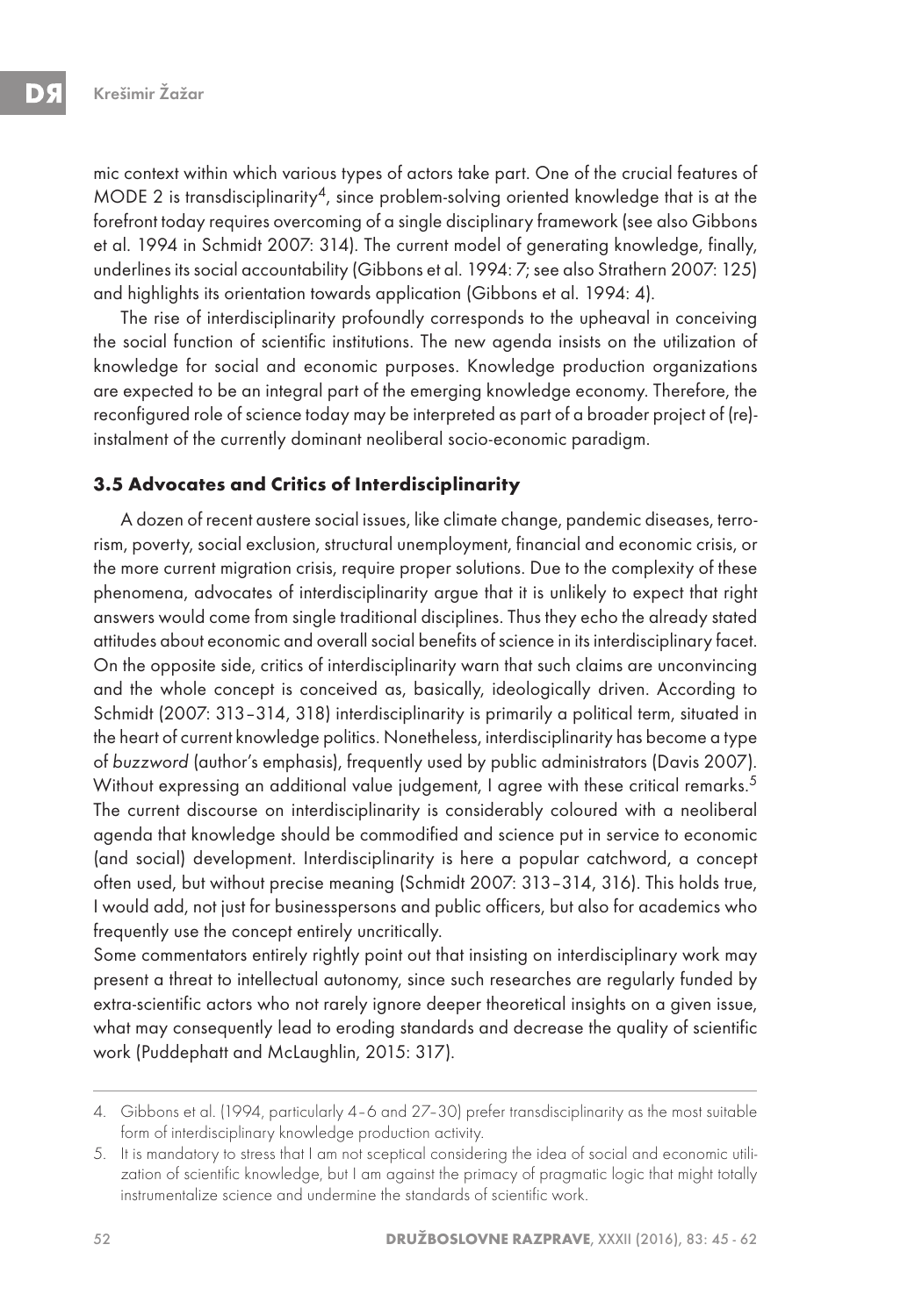mic context within which various types of actors take part. One of the crucial features of MODE 2 is transdisciplinarity[4], since problem-solving oriented knowledge that is at the forefront today requires overcoming of a single disciplinary framework (see also Gibbons et al. 1994 in Schmidt 2007: 314). The current model of generating knowledge, finally, underlines its social accountability (Gibbons et al. 1994: 7; see also Strathern 2007: 125) and highlights its orientation towards application (Gibbons et al. 1994: 4).

The rise of interdisciplinarity profoundly corresponds to the upheaval in conceiving the social function of scientific institutions. The new agenda insists on the utilization of knowledge for social and economic purposes. Knowledge production organizations are expected to be an integral part of the emerging knowledge economy. Therefore, the reconfigured role of science today may be interpreted as part of a broader project of (re)-instalment of the currently dominant neoliberal socio-economic paradigm.

### 3.5 Advocates and Critics of Interdisciplinarity

A dozen of recent austere social issues, like climate change, pandemic diseases, terrorism, poverty, social exclusion, structural unemployment, financial and economic crisis, or the more current migration crisis, require proper solutions. Due to the complexity of these phenomena, advocates of interdisciplinarity argue that it is unlikely to expect that right answers would come from single traditional disciplines. Thus they echo the already stated attitudes about economic and overall social benefits of science in its interdisciplinary facet. On the opposite side, critics of interdisciplinarity warn that such claims are unconvincing and the whole concept is conceived as, basically, ideologically driven. According to Schmidt (2007: 313–314, 318) interdisciplinarity is primarily a political term, situated in the heart of current knowledge politics. Nonetheless, interdisciplinarity has become a type of *buzzword* (author's emphasis), frequently used by public administrators (Davis 2007). Without expressing an additional value judgement, I agree with these critical remarks.[5] The current discourse on interdisciplinarity is considerably coloured with a neoliberal agenda that knowledge should be commodified and science put in service to economic (and social) development. Interdisciplinarity is here a popular catchword, a concept often used, but without precise meaning (Schmidt 2007: 313–314, 316). This holds true, I would add, not just for businesspersons and public officers, but also for academics who frequently use the concept entirely uncritically.

Some commentators entirely rightly point out that insisting on interdisciplinary work may present a threat to intellectual autonomy, since such researches are regularly funded by extra-scientific actors who not rarely ignore deeper theoretical insights on a given issue, what may consequently lead to eroding standards and decrease the quality of scientific work (Puddephatt and McLaughlin, 2015: 317).

---

4. Gibbons et al. (1994, particularly 4–6 and 27–30) prefer transdisciplinarity as the most suitable form of interdisciplinary knowledge production activity.

5. It is mandatory to stress that I am not sceptical considering the idea of social and economic utilization of scientific knowledge, but I am against the primacy of pragmatic logic that might totally instrumentalize science and undermine the standards of scientific work.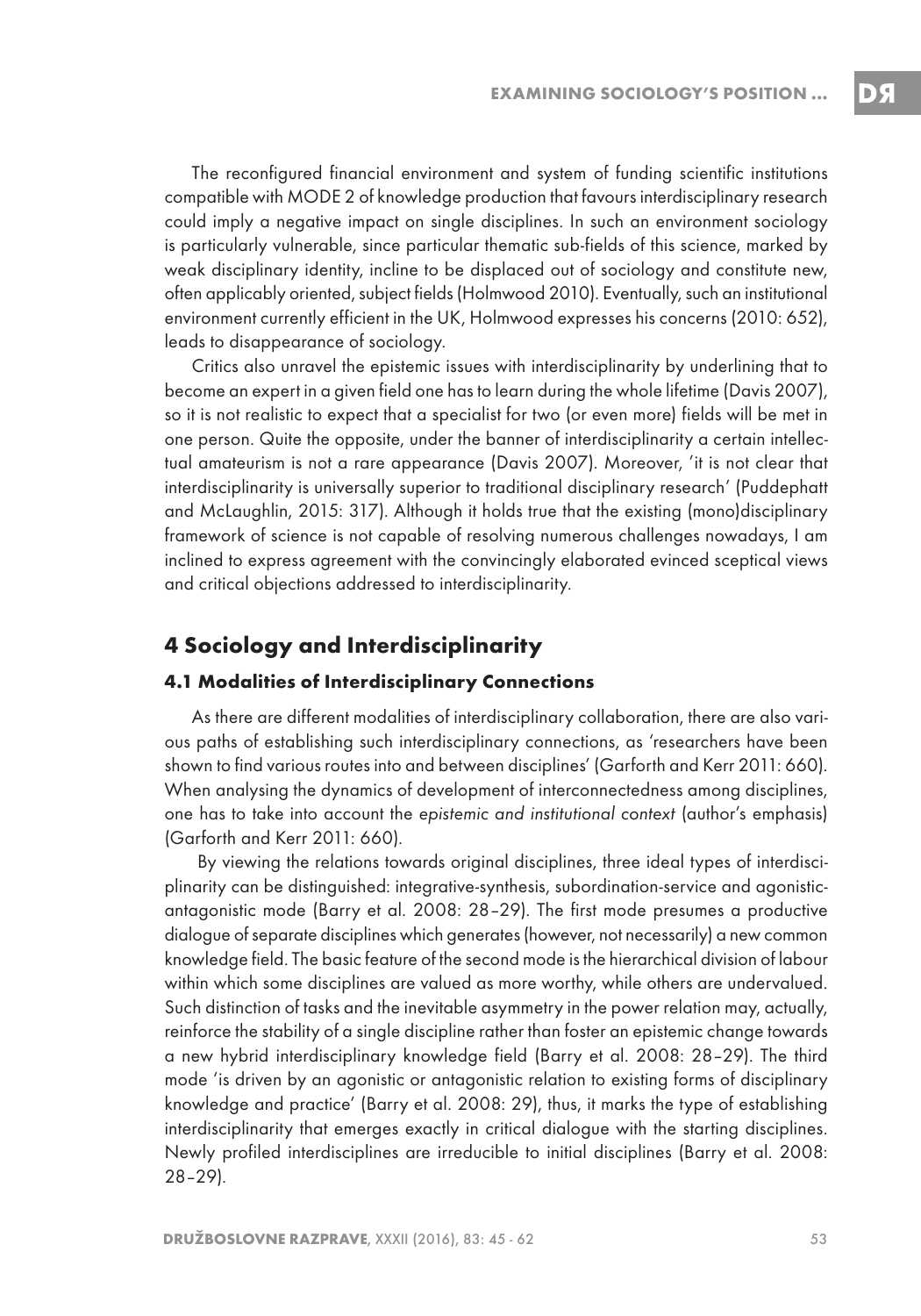The reconfigured financial environment and system of funding scientific institutions compatible with MODE 2 of knowledge production that favours interdisciplinary research could imply a negative impact on single disciplines. In such an environment sociology is particularly vulnerable, since particular thematic sub-fields of this science, marked by weak disciplinary identity, incline to be displaced out of sociology and constitute new, often applicably oriented, subject fields (Holmwood 2010). Eventually, such an institutional environment currently efficient in the UK, Holmwood expresses his concerns (2010: 652), leads to disappearance of sociology.

Critics also unravel the epistemic issues with interdisciplinarity by underlining that to become an expert in a given field one has to learn during the whole lifetime (Davis 2007), so it is not realistic to expect that a specialist for two (or even more) fields will be met in one person. Quite the opposite, under the banner of interdisciplinarity a certain intellectual amateurism is not a rare appearance (Davis 2007). Moreover, 'it is not clear that interdisciplinarity is universally superior to traditional disciplinary research' (Puddephatt and McLaughlin, 2015: 317). Although it holds true that the existing (mono)disciplinary framework of science is not capable of resolving numerous challenges nowadays, I am inclined to express agreement with the convincingly elaborated evinced sceptical views and critical objections addressed to interdisciplinarity.

## 4 Sociology and Interdisciplinarity

### 4.1 Modalities of Interdisciplinary Connections

As there are different modalities of interdisciplinary collaboration, there are also various paths of establishing such interdisciplinary connections, as 'researchers have been shown to find various routes into and between disciplines' (Garforth and Kerr 2011: 660). When analysing the dynamics of development of interconnectedness among disciplines, one has to take into account the *epistemic and institutional context* (author's emphasis) (Garforth and Kerr 2011: 660).

By viewing the relations towards original disciplines, three ideal types of interdisciplinarity can be distinguished: integrative-synthesis, subordination-service and agonistic-antagonistic mode (Barry et al. 2008: 28–29). The first mode presumes a productive dialogue of separate disciplines which generates (however, not necessarily) a new common knowledge field. The basic feature of the second mode is the hierarchical division of labour within which some disciplines are valued as more worthy, while others are undervalued. Such distinction of tasks and the inevitable asymmetry in the power relation may, actually, reinforce the stability of a single discipline rather than foster an epistemic change towards a new hybrid interdisciplinary knowledge field (Barry et al. 2008: 28–29). The third mode 'is driven by an agonistic or antagonistic relation to existing forms of disciplinary knowledge and practice' (Barry et al. 2008: 29), thus, it marks the type of establishing interdisciplinarity that emerges exactly in critical dialogue with the starting disciplines. Newly profiled interdisciplines are irreducible to initial disciplines (Barry et al. 2008: 28–29).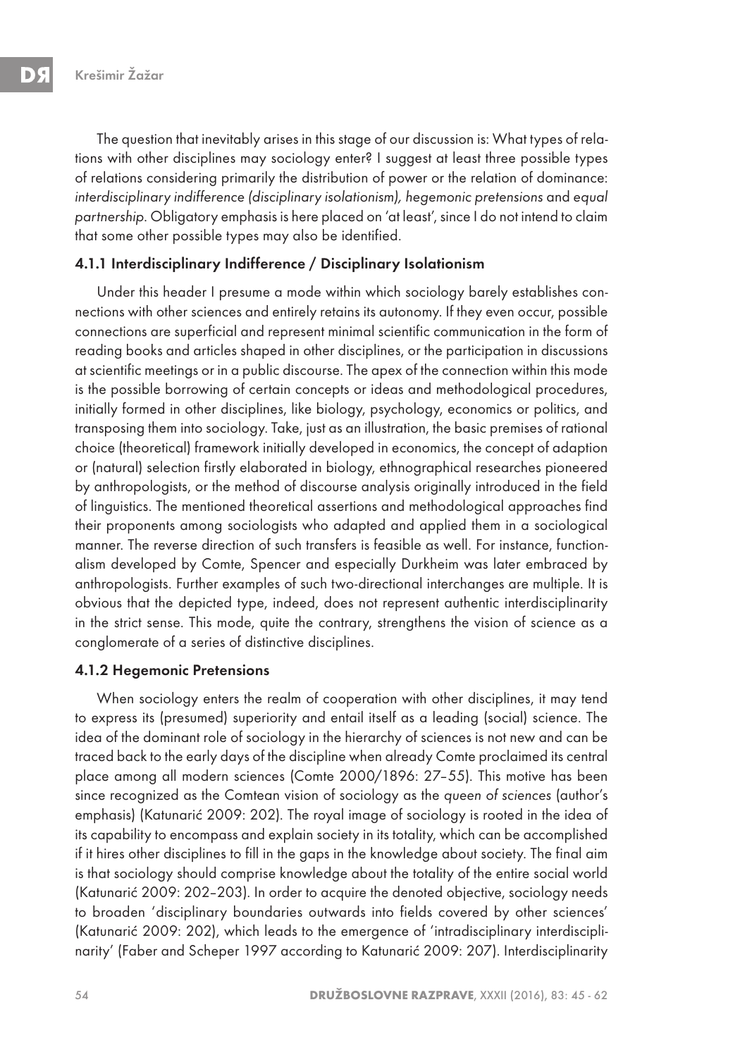The question that inevitably arises in this stage of our discussion is: What types of relations with other disciplines may sociology enter? I suggest at least three possible types of relations considering primarily the distribution of power or the relation of dominance: *interdisciplinary indifference (disciplinary isolationism), hegemonic pretensions* and *equal partnership*. Obligatory emphasis is here placed on 'at least', since I do not intend to claim that some other possible types may also be identified.

### 4.1.1 Interdisciplinary Indifference / Disciplinary Isolationism

Under this header I presume a mode within which sociology barely establishes connections with other sciences and entirely retains its autonomy. If they even occur, possible connections are superficial and represent minimal scientific communication in the form of reading books and articles shaped in other disciplines, or the participation in discussions at scientific meetings or in a public discourse. The apex of the connection within this mode is the possible borrowing of certain concepts or ideas and methodological procedures, initially formed in other disciplines, like biology, psychology, economics or politics, and transposing them into sociology. Take, just as an illustration, the basic premises of rational choice (theoretical) framework initially developed in economics, the concept of adaption or (natural) selection firstly elaborated in biology, ethnographical researches pioneered by anthropologists, or the method of discourse analysis originally introduced in the field of linguistics. The mentioned theoretical assertions and methodological approaches find their proponents among sociologists who adapted and applied them in a sociological manner. The reverse direction of such transfers is feasible as well. For instance, functionalism developed by Comte, Spencer and especially Durkheim was later embraced by anthropologists. Further examples of such two-directional interchanges are multiple. It is obvious that the depicted type, indeed, does not represent authentic interdisciplinarity in the strict sense. This mode, quite the contrary, strengthens the vision of science as a conglomerate of a series of distinctive disciplines.

### 4.1.2 Hegemonic Pretensions

When sociology enters the realm of cooperation with other disciplines, it may tend to express its (presumed) superiority and entail itself as a leading (social) science. The idea of the dominant role of sociology in the hierarchy of sciences is not new and can be traced back to the early days of the discipline when already Comte proclaimed its central place among all modern sciences (Comte 2000/1896: 27–55). This motive has been since recognized as the Comtean vision of sociology as the *queen of sciences* (author's emphasis) (Katunarić 2009: 202). The royal image of sociology is rooted in the idea of its capability to encompass and explain society in its totality, which can be accomplished if it hires other disciplines to fill in the gaps in the knowledge about society. The final aim is that sociology should comprise knowledge about the totality of the entire social world (Katunarić 2009: 202–203). In order to acquire the denoted objective, sociology needs to broaden 'disciplinary boundaries outwards into fields covered by other sciences' (Katunarić 2009: 202), which leads to the emergence of 'intradisciplinary interdisciplinarity' (Faber and Scheper 1997 according to Katunarić 2009: 207). Interdisciplinarity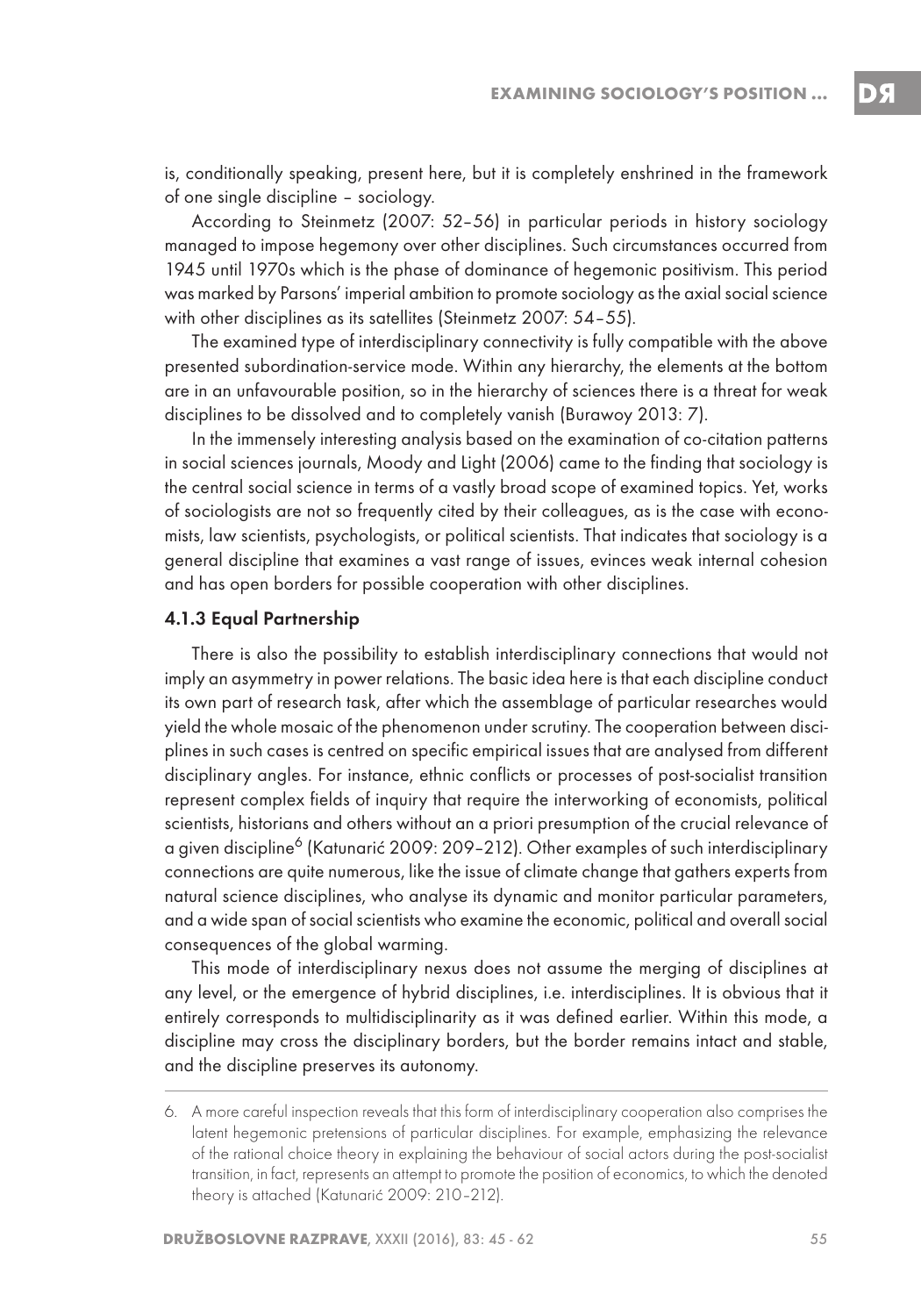is, conditionally speaking, present here, but it is completely enshrined in the framework of one single discipline – sociology.

According to Steinmetz (2007: 52–56) in particular periods in history sociology managed to impose hegemony over other disciplines. Such circumstances occurred from 1945 until 1970s which is the phase of dominance of hegemonic positivism. This period was marked by Parsons' imperial ambition to promote sociology as the axial social science with other disciplines as its satellites (Steinmetz 2007: 54–55).

The examined type of interdisciplinary connectivity is fully compatible with the above presented subordination-service mode. Within any hierarchy, the elements at the bottom are in an unfavourable position, so in the hierarchy of sciences there is a threat for weak disciplines to be dissolved and to completely vanish (Burawoy 2013: 7).

In the immensely interesting analysis based on the examination of co-citation patterns in social sciences journals, Moody and Light (2006) came to the finding that sociology is the central social science in terms of a vastly broad scope of examined topics. Yet, works of sociologists are not so frequently cited by their colleagues, as is the case with economists, law scientists, psychologists, or political scientists. That indicates that sociology is a general discipline that examines a vast range of issues, evinces weak internal cohesion and has open borders for possible cooperation with other disciplines.

### 4.1.3 Equal Partnership

There is also the possibility to establish interdisciplinary connections that would not imply an asymmetry in power relations. The basic idea here is that each discipline conduct its own part of research task, after which the assemblage of particular researches would yield the whole mosaic of the phenomenon under scrutiny. The cooperation between disciplines in such cases is centred on specific empirical issues that are analysed from different disciplinary angles. For instance, ethnic conflicts or processes of post-socialist transition represent complex fields of inquiry that require the interworking of economists, political scientists, historians and others without an a priori presumption of the crucial relevance of a given discipline[6] (Katunarić 2009: 209–212). Other examples of such interdisciplinary connections are quite numerous, like the issue of climate change that gathers experts from natural science disciplines, who analyse its dynamic and monitor particular parameters, and a wide span of social scientists who examine the economic, political and overall social consequences of the global warming.

This mode of interdisciplinary nexus does not assume the merging of disciplines at any level, or the emergence of hybrid disciplines, i.e. interdisciplines. It is obvious that it entirely corresponds to multidisciplinarity as it was defined earlier. Within this mode, a discipline may cross the disciplinary borders, but the border remains intact and stable, and the discipline preserves its autonomy.

---

6. A more careful inspection reveals that this form of interdisciplinary cooperation also comprises the latent hegemonic pretensions of particular disciplines. For example, emphasizing the relevance of the rational choice theory in explaining the behaviour of social actors during the post-socialist transition, in fact, represents an attempt to promote the position of economics, to which the denoted theory is attached (Katunarić 2009: 210–212).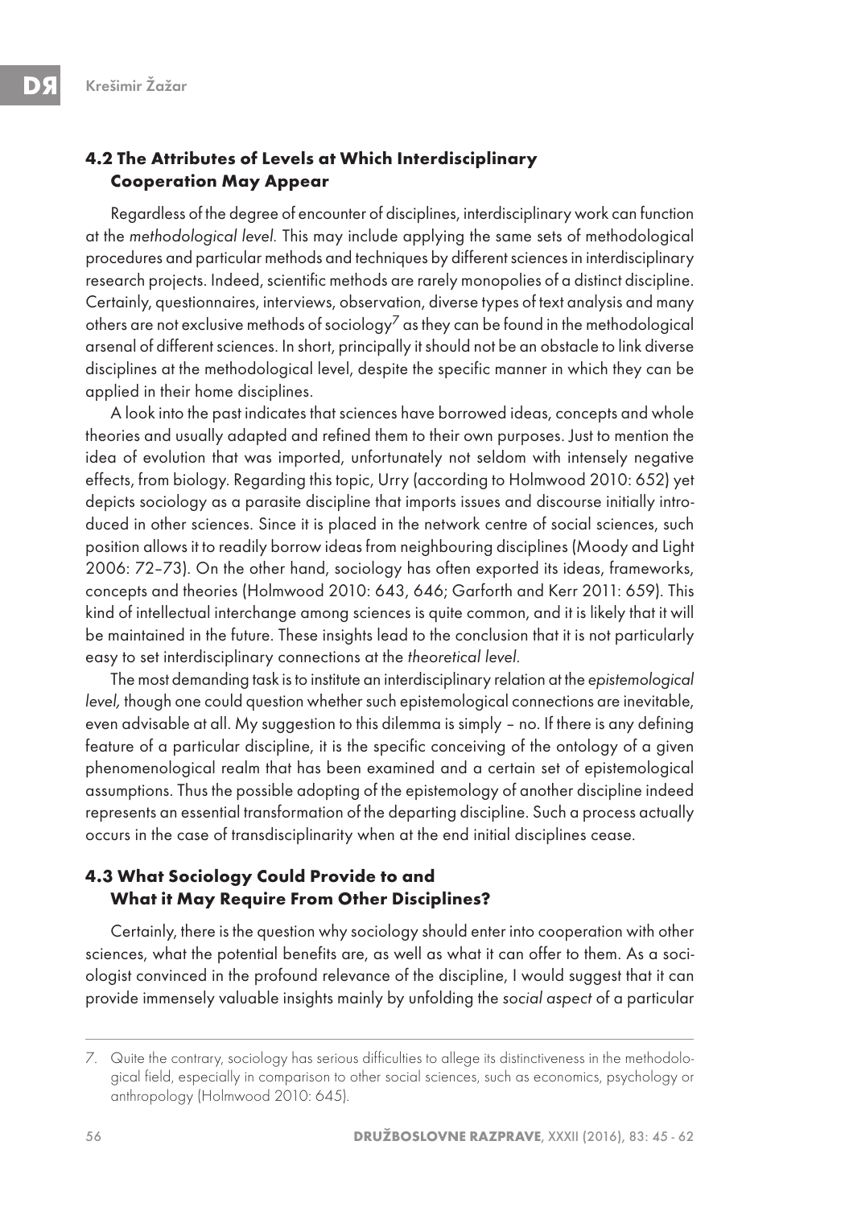### 4.2 The Attributes of Levels at Which Interdisciplinary Cooperation May Appear

Regardless of the degree of encounter of disciplines, interdisciplinary work can function at the *methodological level.* This may include applying the same sets of methodological procedures and particular methods and techniques by different sciences in interdisciplinary research projects. Indeed, scientific methods are rarely monopolies of a distinct discipline. Certainly, questionnaires, interviews, observation, diverse types of text analysis and many others are not exclusive methods of sociology[7] as they can be found in the methodological arsenal of different sciences. In short, principally it should not be an obstacle to link diverse disciplines at the methodological level, despite the specific manner in which they can be applied in their home disciplines.

A look into the past indicates that sciences have borrowed ideas, concepts and whole theories and usually adapted and refined them to their own purposes. Just to mention the idea of evolution that was imported, unfortunately not seldom with intensely negative effects, from biology. Regarding this topic, Urry (according to Holmwood 2010: 652) yet depicts sociology as a parasite discipline that imports issues and discourse initially introduced in other sciences. Since it is placed in the network centre of social sciences, such position allows it to readily borrow ideas from neighbouring disciplines (Moody and Light 2006: 72–73). On the other hand, sociology has often exported its ideas, frameworks, concepts and theories (Holmwood 2010: 643, 646; Garforth and Kerr 2011: 659). This kind of intellectual interchange among sciences is quite common, and it is likely that it will be maintained in the future. These insights lead to the conclusion that it is not particularly easy to set interdisciplinary connections at the *theoretical level*.

The most demanding task is to institute an interdisciplinary relation at the *epistemological level,* though one could question whether such epistemological connections are inevitable, even advisable at all. My suggestion to this dilemma is simply – no. If there is any defining feature of a particular discipline, it is the specific conceiving of the ontology of a given phenomenological realm that has been examined and a certain set of epistemological assumptions. Thus the possible adopting of the epistemology of another discipline indeed represents an essential transformation of the departing discipline. Such a process actually occurs in the case of transdisciplinarity when at the end initial disciplines cease.

### 4.3 What Sociology Could Provide to and What it May Require From Other Disciplines?

Certainly, there is the question why sociology should enter into cooperation with other sciences, what the potential benefits are, as well as what it can offer to them. As a sociologist convinced in the profound relevance of the discipline, I would suggest that it can provide immensely valuable insights mainly by unfolding the *social aspect* of a particular

---

7. Quite the contrary, sociology has serious difficulties to allege its distinctiveness in the methodological field, especially in comparison to other social sciences, such as economics, psychology or anthropology (Holmwood 2010: 645).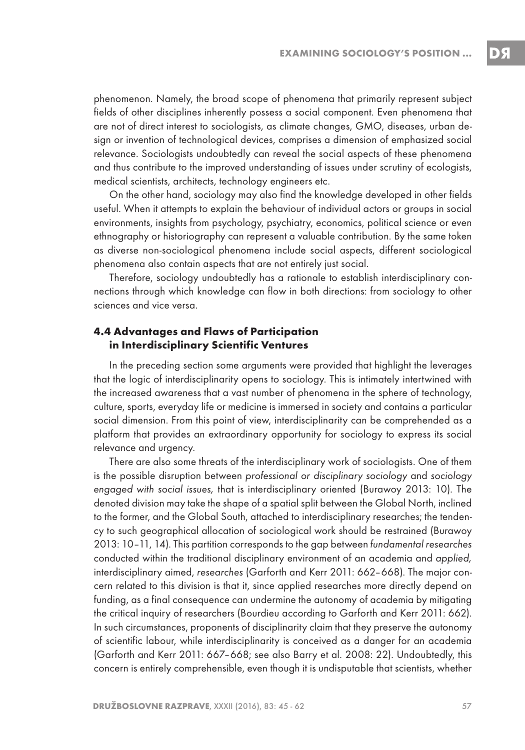phenomenon. Namely, the broad scope of phenomena that primarily represent subject fields of other disciplines inherently possess a social component. Even phenomena that are not of direct interest to sociologists, as climate changes, GMO, diseases, urban design or invention of technological devices, comprises a dimension of emphasized social relevance. Sociologists undoubtedly can reveal the social aspects of these phenomena and thus contribute to the improved understanding of issues under scrutiny of ecologists, medical scientists, architects, technology engineers etc.

On the other hand, sociology may also find the knowledge developed in other fields useful. When it attempts to explain the behaviour of individual actors or groups in social environments, insights from psychology, psychiatry, economics, political science or even ethnography or historiography can represent a valuable contribution. By the same token as diverse non-sociological phenomena include social aspects, different sociological phenomena also contain aspects that are not entirely just social.

Therefore, sociology undoubtedly has a rationale to establish interdisciplinary connections through which knowledge can flow in both directions: from sociology to other sciences and vice versa.

### 4.4 Advantages and Flaws of Participation in Interdisciplinary Scientific Ventures

In the preceding section some arguments were provided that highlight the leverages that the logic of interdisciplinarity opens to sociology. This is intimately intertwined with the increased awareness that a vast number of phenomena in the sphere of technology, culture, sports, everyday life or medicine is immersed in society and contains a particular social dimension. From this point of view, interdisciplinarity can be comprehended as a platform that provides an extraordinary opportunity for sociology to express its social relevance and urgency.

There are also some threats of the interdisciplinary work of sociologists. One of them is the possible disruption between *professional or disciplinary sociology* and *sociology engaged with social issues,* that is interdisciplinary oriented (Burawoy 2013: 10). The denoted division may take the shape of a spatial split between the Global North, inclined to the former, and the Global South, attached to interdisciplinary researches; the tendency to such geographical allocation of sociological work should be restrained (Burawoy 2013: 10–11, 14). This partition corresponds to the gap between *fundamental researches* conducted within the traditional disciplinary environment of an academia and *applied,* interdisciplinary aimed, *researches* (Garforth and Kerr 2011: 662–668). The major concern related to this division is that it, since applied researches more directly depend on funding, as a final consequence can undermine the autonomy of academia by mitigating the critical inquiry of researchers (Bourdieu according to Garforth and Kerr 2011: 662). In such circumstances, proponents of disciplinarity claim that they preserve the autonomy of scientific labour, while interdisciplinarity is conceived as a danger for an academia (Garforth and Kerr 2011: 667–668; see also Barry et al. 2008: 22). Undoubtedly, this concern is entirely comprehensible, even though it is undisputable that scientists, whether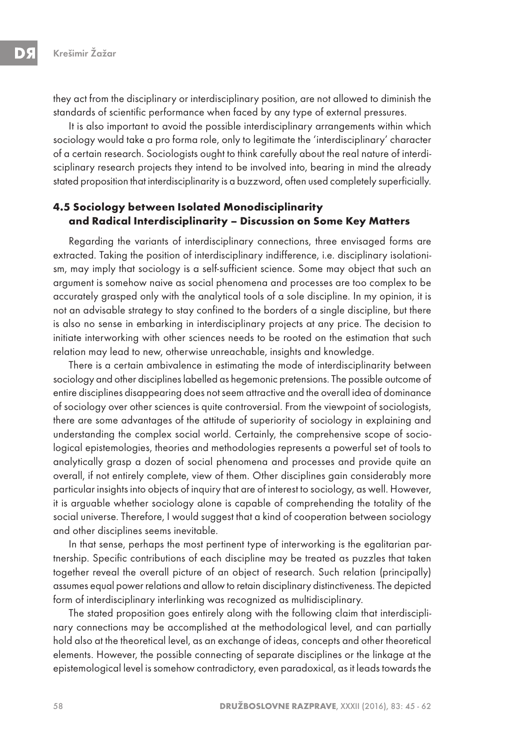they act from the disciplinary or interdisciplinary position, are not allowed to diminish the standards of scientific performance when faced by any type of external pressures.

It is also important to avoid the possible interdisciplinary arrangements within which sociology would take a pro forma role, only to legitimate the 'interdisciplinary' character of a certain research. Sociologists ought to think carefully about the real nature of interdisciplinary research projects they intend to be involved into, bearing in mind the already stated proposition that interdisciplinarity is a buzzword, often used completely superficially.

### 4.5 Sociology between Isolated Monodisciplinarity and Radical Interdisciplinarity – Discussion on Some Key Matters

Regarding the variants of interdisciplinary connections, three envisaged forms are extracted. Taking the position of interdisciplinary indifference, i.e. disciplinary isolationism, may imply that sociology is a self-sufficient science. Some may object that such an argument is somehow naive as social phenomena and processes are too complex to be accurately grasped only with the analytical tools of a sole discipline. In my opinion, it is not an advisable strategy to stay confined to the borders of a single discipline, but there is also no sense in embarking in interdisciplinary projects at any price. The decision to initiate interworking with other sciences needs to be rooted on the estimation that such relation may lead to new, otherwise unreachable, insights and knowledge.

There is a certain ambivalence in estimating the mode of interdisciplinarity between sociology and other disciplines labelled as hegemonic pretensions. The possible outcome of entire disciplines disappearing does not seem attractive and the overall idea of dominance of sociology over other sciences is quite controversial. From the viewpoint of sociologists, there are some advantages of the attitude of superiority of sociology in explaining and understanding the complex social world. Certainly, the comprehensive scope of sociological epistemologies, theories and methodologies represents a powerful set of tools to analytically grasp a dozen of social phenomena and processes and provide quite an overall, if not entirely complete, view of them. Other disciplines gain considerably more particular insights into objects of inquiry that are of interest to sociology, as well. However, it is arguable whether sociology alone is capable of comprehending the totality of the social universe. Therefore, I would suggest that a kind of cooperation between sociology and other disciplines seems inevitable.

In that sense, perhaps the most pertinent type of interworking is the egalitarian partnership. Specific contributions of each discipline may be treated as puzzles that taken together reveal the overall picture of an object of research. Such relation (principally) assumes equal power relations and allow to retain disciplinary distinctiveness. The depicted form of interdisciplinary interlinking was recognized as multidisciplinary.

The stated proposition goes entirely along with the following claim that interdisciplinary connections may be accomplished at the methodological level, and can partially hold also at the theoretical level, as an exchange of ideas, concepts and other theoretical elements. However, the possible connecting of separate disciplines or the linkage at the epistemological level is somehow contradictory, even paradoxical, as it leads towards the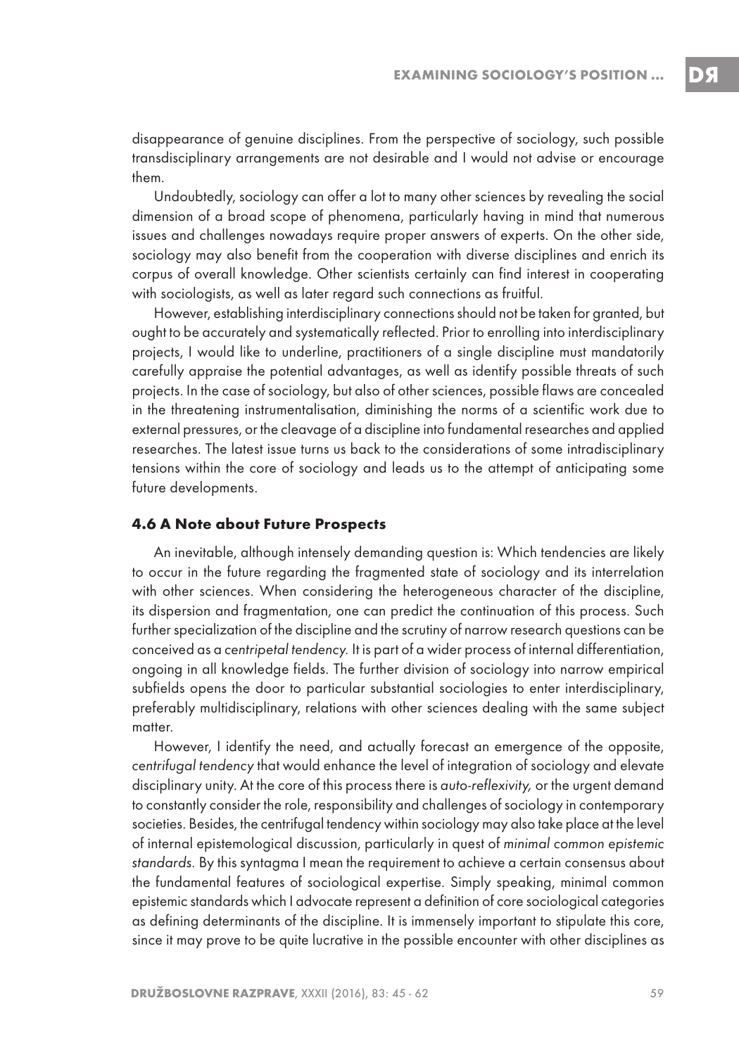disappearance of genuine disciplines. From the perspective of sociology, such possible transdisciplinary arrangements are not desirable and I would not advise or encourage them.

Undoubtedly, sociology can offer a lot to many other sciences by revealing the social dimension of a broad scope of phenomena, particularly having in mind that numerous issues and challenges nowadays require proper answers of experts. On the other side, sociology may also benefit from the cooperation with diverse disciplines and enrich its corpus of overall knowledge. Other scientists certainly can find interest in cooperating with sociologists, as well as later regard such connections as fruitful.

However, establishing interdisciplinary connections should not be taken for granted, but ought to be accurately and systematically reflected. Prior to enrolling into interdisciplinary projects, I would like to underline, practitioners of a single discipline must mandatorily carefully appraise the potential advantages, as well as identify possible threats of such projects. In the case of sociology, but also of other sciences, possible flaws are concealed in the threatening instrumentalisation, diminishing the norms of a scientific work due to external pressures, or the cleavage of a discipline into fundamental researches and applied researches. The latest issue turns us back to the considerations of some intradisciplinary tensions within the core of sociology and leads us to the attempt of anticipating some future developments.

### 4.6 A Note about Future Prospects

An inevitable, although intensely demanding question is: Which tendencies are likely to occur in the future regarding the fragmented state of sociology and its interrelation with other sciences. When considering the heterogeneous character of the discipline, its dispersion and fragmentation, one can predict the continuation of this process. Such further specialization of the discipline and the scrutiny of narrow research questions can be conceived as a *centripetal tendency.* It is part of a wider process of internal differentiation, ongoing in all knowledge fields. The further division of sociology into narrow empirical subfields opens the door to particular substantial sociologies to enter interdisciplinary, preferably multidisciplinary, relations with other sciences dealing with the same subject matter.

However, I identify the need, and actually forecast an emergence of the opposite, *centrifugal tendency* that would enhance the level of integration of sociology and elevate disciplinary unity. At the core of this process there is *auto-reflexivity,* or the urgent demand to constantly consider the role, responsibility and challenges of sociology in contemporary societies. Besides, the centrifugal tendency within sociology may also take place at the level of internal epistemological discussion, particularly in quest of *minimal common epistemic standards.* By this syntagma I mean the requirement to achieve a certain consensus about the fundamental features of sociological expertise. Simply speaking, minimal common epistemic standards which I advocate represent a definition of core sociological categories as defining determinants of the discipline. It is immensely important to stipulate this core, since it may prove to be quite lucrative in the possible encounter with other disciplines as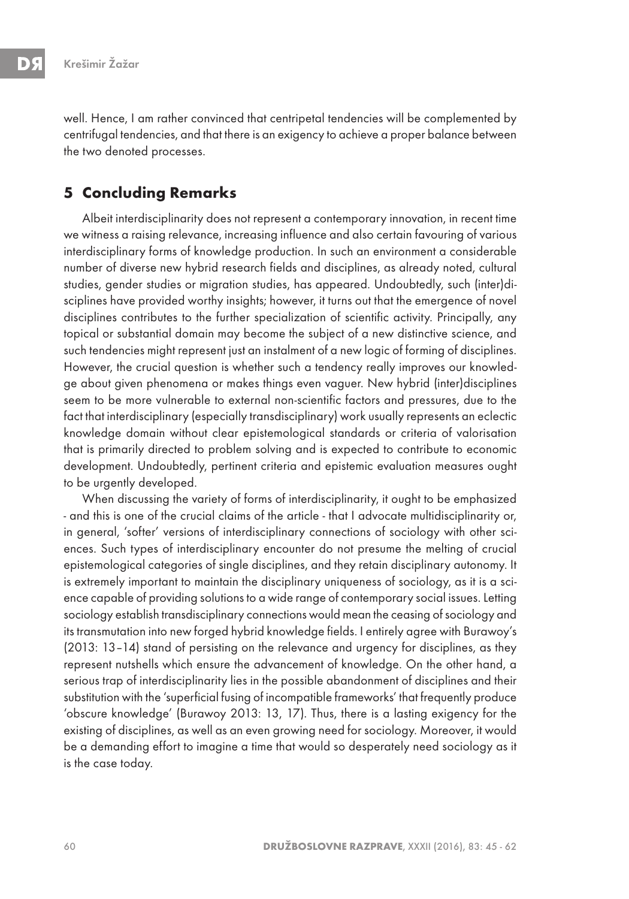well. Hence, I am rather convinced that centripetal tendencies will be complemented by centrifugal tendencies, and that there is an exigency to achieve a proper balance between the two denoted processes.

## 5 Concluding Remarks

Albeit interdisciplinarity does not represent a contemporary innovation, in recent time we witness a raising relevance, increasing influence and also certain favouring of various interdisciplinary forms of knowledge production. In such an environment a considerable number of diverse new hybrid research fields and disciplines, as already noted, cultural studies, gender studies or migration studies, has appeared. Undoubtedly, such (inter)disciplines have provided worthy insights; however, it turns out that the emergence of novel disciplines contributes to the further specialization of scientific activity. Principally, any topical or substantial domain may become the subject of a new distinctive science, and such tendencies might represent just an instalment of a new logic of forming of disciplines. However, the crucial question is whether such a tendency really improves our knowledge about given phenomena or makes things even vaguer. New hybrid (inter)disciplines seem to be more vulnerable to external non-scientific factors and pressures, due to the fact that interdisciplinary (especially transdisciplinary) work usually represents an eclectic knowledge domain without clear epistemological standards or criteria of valorisation that is primarily directed to problem solving and is expected to contribute to economic development. Undoubtedly, pertinent criteria and epistemic evaluation measures ought to be urgently developed.

When discussing the variety of forms of interdisciplinarity, it ought to be emphasized - and this is one of the crucial claims of the article - that I advocate multidisciplinarity or, in general, 'softer' versions of interdisciplinary connections of sociology with other sciences. Such types of interdisciplinary encounter do not presume the melting of crucial epistemological categories of single disciplines, and they retain disciplinary autonomy. It is extremely important to maintain the disciplinary uniqueness of sociology, as it is a science capable of providing solutions to a wide range of contemporary social issues. Letting sociology establish transdisciplinary connections would mean the ceasing of sociology and its transmutation into new forged hybrid knowledge fields. I entirely agree with Burawoy's (2013: 13–14) stand of persisting on the relevance and urgency for disciplines, as they represent nutshells which ensure the advancement of knowledge. On the other hand, a serious trap of interdisciplinarity lies in the possible abandonment of disciplines and their substitution with the 'superficial fusing of incompatible frameworks' that frequently produce 'obscure knowledge' (Burawoy 2013: 13, 17). Thus, there is a lasting exigency for the existing of disciplines, as well as an even growing need for sociology. Moreover, it would be a demanding effort to imagine a time that would so desperately need sociology as it is the case today.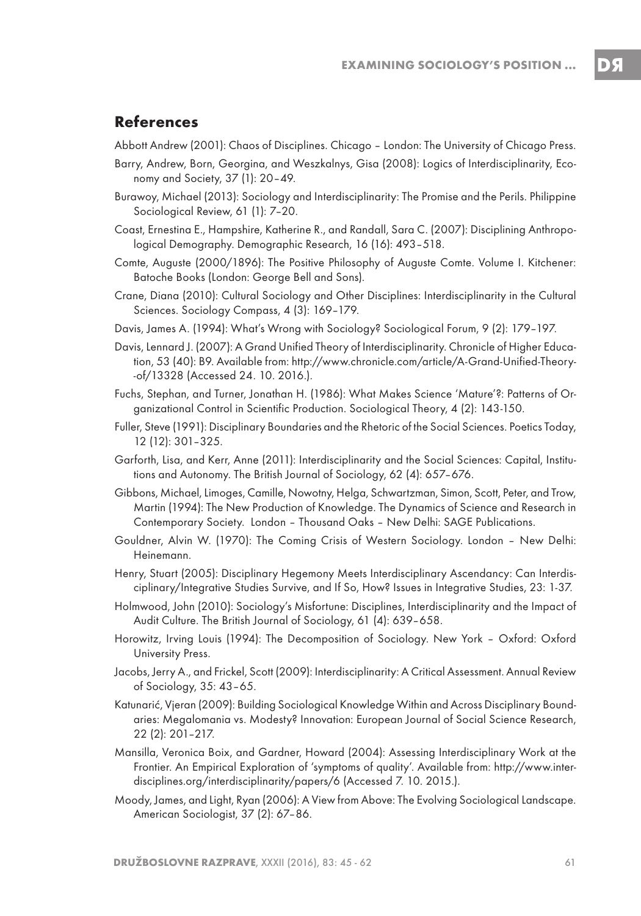## References

Abbott Andrew (2001): Chaos of Disciplines. Chicago – London: The University of Chicago Press.

Barry, Andrew, Born, Georgina, and Weszkalnys, Gisa (2008): Logics of Interdisciplinarity, Economy and Society, 37 (1): 20–49.

Burawoy, Michael (2013): Sociology and Interdisciplinarity: The Promise and the Perils. Philippine Sociological Review, 61 (1): 7–20.

Coast, Ernestina E., Hampshire, Katherine R., and Randall, Sara C. (2007): Disciplining Anthropological Demography. Demographic Research, 16 (16): 493–518.

Comte, Auguste (2000/1896): The Positive Philosophy of Auguste Comte. Volume I. Kitchener: Batoche Books (London: George Bell and Sons).

Crane, Diana (2010): Cultural Sociology and Other Disciplines: Interdisciplinarity in the Cultural Sciences. Sociology Compass, 4 (3): 169–179.

Davis, James A. (1994): What's Wrong with Sociology? Sociological Forum, 9 (2): 179–197.

Davis, Lennard J. (2007): A Grand Unified Theory of Interdisciplinarity. Chronicle of Higher Education, 53 (40): B9. Available from: http://www.chronicle.com/article/A-Grand-Unified-Theory--of/13328 (Accessed 24. 10. 2016.).

Fuchs, Stephan, and Turner, Jonathan H. (1986): What Makes Science 'Mature'?: Patterns of Organizational Control in Scientific Production. Sociological Theory, 4 (2): 143-150.

Fuller, Steve (1991): Disciplinary Boundaries and the Rhetoric of the Social Sciences. Poetics Today, 12 (12): 301–325.

Garforth, Lisa, and Kerr, Anne (2011): Interdisciplinarity and the Social Sciences: Capital, Institutions and Autonomy. The British Journal of Sociology, 62 (4): 657–676.

Gibbons, Michael, Limoges, Camille, Nowotny, Helga, Schwartzman, Simon, Scott, Peter, and Trow, Martin (1994): The New Production of Knowledge. The Dynamics of Science and Research in Contemporary Society. London – Thousand Oaks – New Delhi: SAGE Publications.

Gouldner, Alvin W. (1970): The Coming Crisis of Western Sociology. London – New Delhi: Heinemann.

Henry, Stuart (2005): Disciplinary Hegemony Meets Interdisciplinary Ascendancy: Can Interdisciplinary/Integrative Studies Survive, and If So, How? Issues in Integrative Studies, 23: 1-37.

Holmwood, John (2010): Sociology's Misfortune: Disciplines, Interdisciplinarity and the Impact of Audit Culture. The British Journal of Sociology, 61 (4): 639–658.

Horowitz, Irving Louis (1994): The Decomposition of Sociology. New York – Oxford: Oxford University Press.

Jacobs, Jerry A., and Frickel, Scott (2009): Interdisciplinarity: A Critical Assessment. Annual Review of Sociology, 35: 43–65.

Katunarić, Vjeran (2009): Building Sociological Knowledge Within and Across Disciplinary Boundaries: Megalomania vs. Modesty? Innovation: European Journal of Social Science Research, 22 (2): 201–217.

Mansilla, Veronica Boix, and Gardner, Howard (2004): Assessing Interdisciplinary Work at the Frontier. An Empirical Exploration of 'symptoms of quality'. Available from: http://www.interdisciplines.org/interdisciplinarity/papers/6 (Accessed 7. 10. 2015.).

Moody, James, and Light, Ryan (2006): A View from Above: The Evolving Sociological Landscape. American Sociologist, 37 (2): 67–86.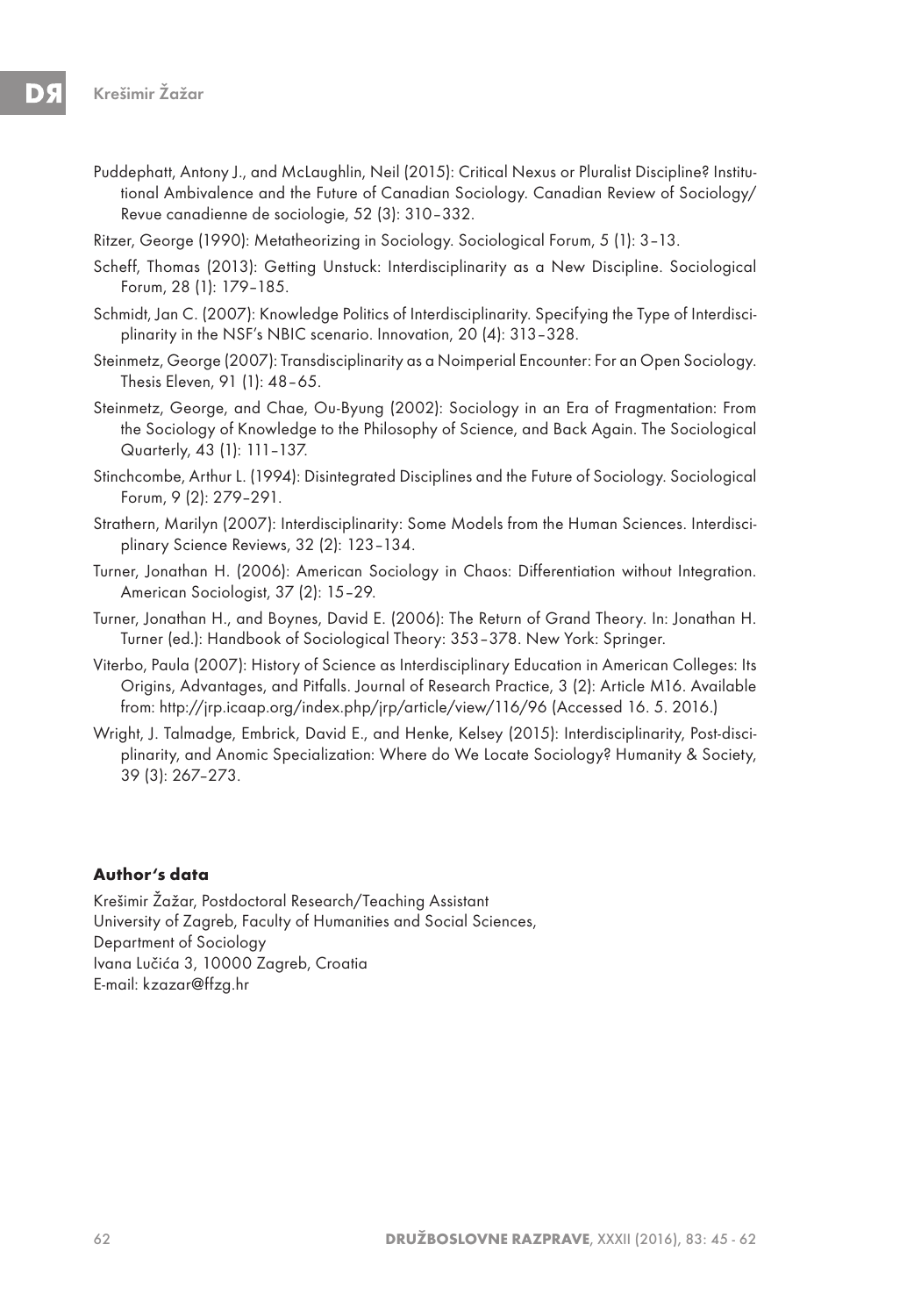Puddephatt, Antony J., and McLaughlin, Neil (2015): Critical Nexus or Pluralist Discipline? Institutional Ambivalence and the Future of Canadian Sociology. Canadian Review of Sociology/ Revue canadienne de sociologie, 52 (3): 310–332.

Ritzer, George (1990): Metatheorizing in Sociology. Sociological Forum, 5 (1): 3–13.

Scheff, Thomas (2013): Getting Unstuck: Interdisciplinarity as a New Discipline. Sociological Forum, 28 (1): 179–185.

Schmidt, Jan C. (2007): Knowledge Politics of Interdisciplinarity. Specifying the Type of Interdisciplinarity in the NSF's NBIC scenario. Innovation, 20 (4): 313–328.

Steinmetz, George (2007): Transdisciplinarity as a Noimperial Encounter: For an Open Sociology. Thesis Eleven, 91 (1): 48–65.

Steinmetz, George, and Chae, Ou-Byung (2002): Sociology in an Era of Fragmentation: From the Sociology of Knowledge to the Philosophy of Science, and Back Again. The Sociological Quarterly, 43 (1): 111–137.

Stinchcombe, Arthur L. (1994): Disintegrated Disciplines and the Future of Sociology. Sociological Forum, 9 (2): 279–291.

Strathern, Marilyn (2007): Interdisciplinarity: Some Models from the Human Sciences. Interdisciplinary Science Reviews, 32 (2): 123–134.

Turner, Jonathan H. (2006): American Sociology in Chaos: Differentiation without Integration. American Sociologist, 37 (2): 15–29.

Turner, Jonathan H., and Boynes, David E. (2006): The Return of Grand Theory. In: Jonathan H. Turner (ed.): Handbook of Sociological Theory: 353–378. New York: Springer.

Viterbo, Paula (2007): History of Science as Interdisciplinary Education in American Colleges: Its Origins, Advantages, and Pitfalls. Journal of Research Practice, 3 (2): Article M16. Available from: http://jrp.icaap.org/index.php/jrp/article/view/116/96 (Accessed 16. 5. 2016.)

Wright, J. Talmadge, Embrick, David E., and Henke, Kelsey (2015): Interdisciplinarity, Post-disciplinarity, and Anomic Specialization: Where do We Locate Sociology? Humanity & Society, 39 (3): 267–273.

### Author's data

Krešimir Žažar, Postdoctoral Research/Teaching Assistant
University of Zagreb, Faculty of Humanities and Social Sciences,
Department of Sociology
Ivana Lučića 3, 10000 Zagreb, Croatia
E-mail: kzazar@ffzg.hr